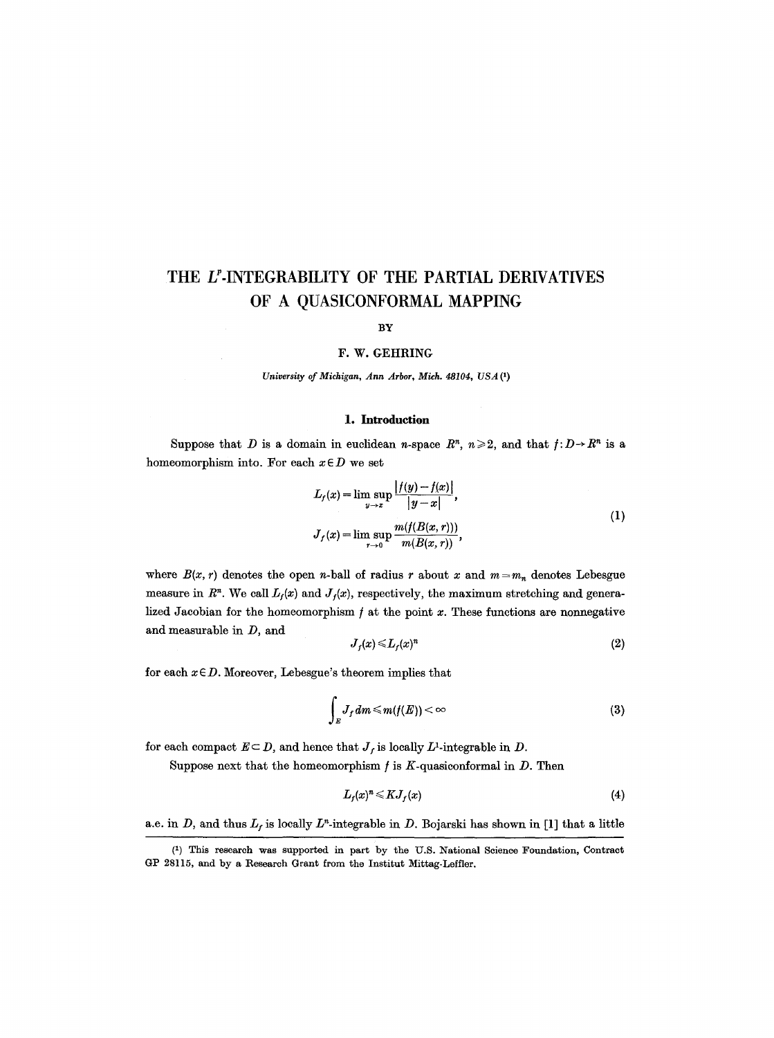# THE $L^p$-INTEGRABILITY OF THE PARTIAL DERIVATIVES OF A QUASICONFORMAL MAPPING

BY

F. W. GEHRING

*University of Michigan, Ann Arbor, Mich. 48104, USA* (1)

## 1. Introduction

Suppose that $D$ is a domain in euclidean $n$-space $R^n$, $n \geq 2$, and that $f: D \to R^n$ is a homeomorphism into. For each $x \in D$ we set

$$
\begin{aligned}
L_f(x) &= \limsup_{y \to x} \frac{|f(y) - f(x)|}{|y - x|}, \\
J_f(x) &= \limsup_{r \to 0} \frac{m(f(B(x, r)))}{m(B(x, r))},
\end{aligned} \tag{1}
$$

where $B(x, r)$ denotes the open $n$-ball of radius $r$ about $x$ and $m = m_n$ denotes Lebesgue measure in $R^n$. We call $L_f(x)$ and $J_f(x)$, respectively, the maximum stretching and generalized Jacobian for the homeomorphism $f$ at the point $x$. These functions are nonnegative and measurable in $D$, and

$$
J_f(x) \leq L_f(x)^n \tag{2}
$$

for each $x \in D$. Moreover, Lebesgue's theorem implies that

$$
\int_E J_f \, dm \leq m(f(E)) < \infty \tag{3}
$$

for each compact $E \subset D$, and hence that $J_f$ is locally $L^1$-integrable in $D$.

Suppose next that the homeomorphism $f$ is $K$-quasiconformal in $D$. Then

$$
L_f(x)^n \leq K J_f(x) \tag{4}
$$

a.e. in $D$, and thus $L_f$ is locally $L^n$-integrable in $D$. Bojarski has shown in [1] that a little

---

(1) This research was supported in part by the U.S. National Science Foundation, Contract GP 28115, and by a Research Grant from the Institut Mittag-Leffler.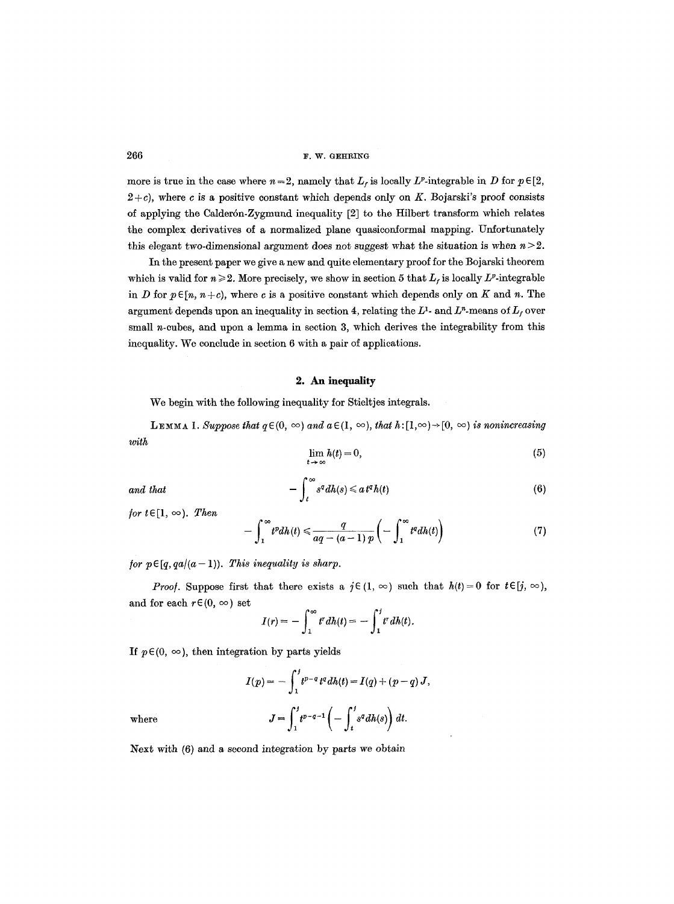more is true in the case where $n = 2$, namely that $L_f$ is locally $L^p$-integrable in $D$ for $p \in [2, 2+c)$, where $c$ is a positive constant which depends only on $K$. Bojarski's proof consists of applying the Calderón-Zygmund inequality [2] to the Hilbert transform which relates the complex derivatives of a normalized plane quasiconformal mapping. Unfortunately this elegant two-dimensional argument does not suggest what the situation is when $n > 2$.

In the present paper we give a new and quite elementary proof for the Bojarski theorem which is valid for $n \geq 2$. More precisely, we show in section 5 that $L_f$ is locally $L^p$-integrable in $D$ for $p \in [n, n+c)$, where $c$ is a positive constant which depends only on $K$ and $n$. The argument depends upon an inequality in section 4, relating the $L^1$- and $L^n$-means of $L_f$ over small $n$-cubes, and upon a lemma in section 3, which derives the integrability from this inequality. We conclude in section 6 with a pair of applications.

## 2. An inequality

We begin with the following inequality for Stieltjes integrals.

**Lemma 1.** *Suppose that $q \in (0, \infty)$ and $a \in (1, \infty)$, that $h: [1, \infty) \to [0, \infty)$ is nonincreasing with*

$$\lim_{t \to \infty} h(t) = 0, \tag{5}$$

*and that*

$$-\int_t^\infty s^q \, dh(s) \leq a t^q h(t) \tag{6}$$

*for $t \in [1, \infty)$. Then*

$$-\int_1^\infty t^p \, dh(t) \leq \frac{q}{aq - (a-1)p} \left( -\int_1^\infty t^q \, dh(t) \right) \tag{7}$$

*for $p \in [q, qa/(a-1))$. This inequality is sharp.*

*Proof.* Suppose first that there exists a $j \in (1, \infty)$ such that $h(t) = 0$ for $t \in [j, \infty)$, and for each $r \in (0, \infty)$ set

$$I(r) = -\int_1^\infty t^r \, dh(t) = -\int_1^j t^r \, dh(t).$$

If $p \in (0, \infty)$, then integration by parts yields

$$I(p) = -\int_1^j t^{p-q} t^q \, dh(t) = I(q) + (p-q) J,$$

where

$$J = \int_1^j t^{p-q-1} \left( -\int_t^j s^q \, dh(s) \right) dt.$$

Next with (6) and a second integration by parts we obtain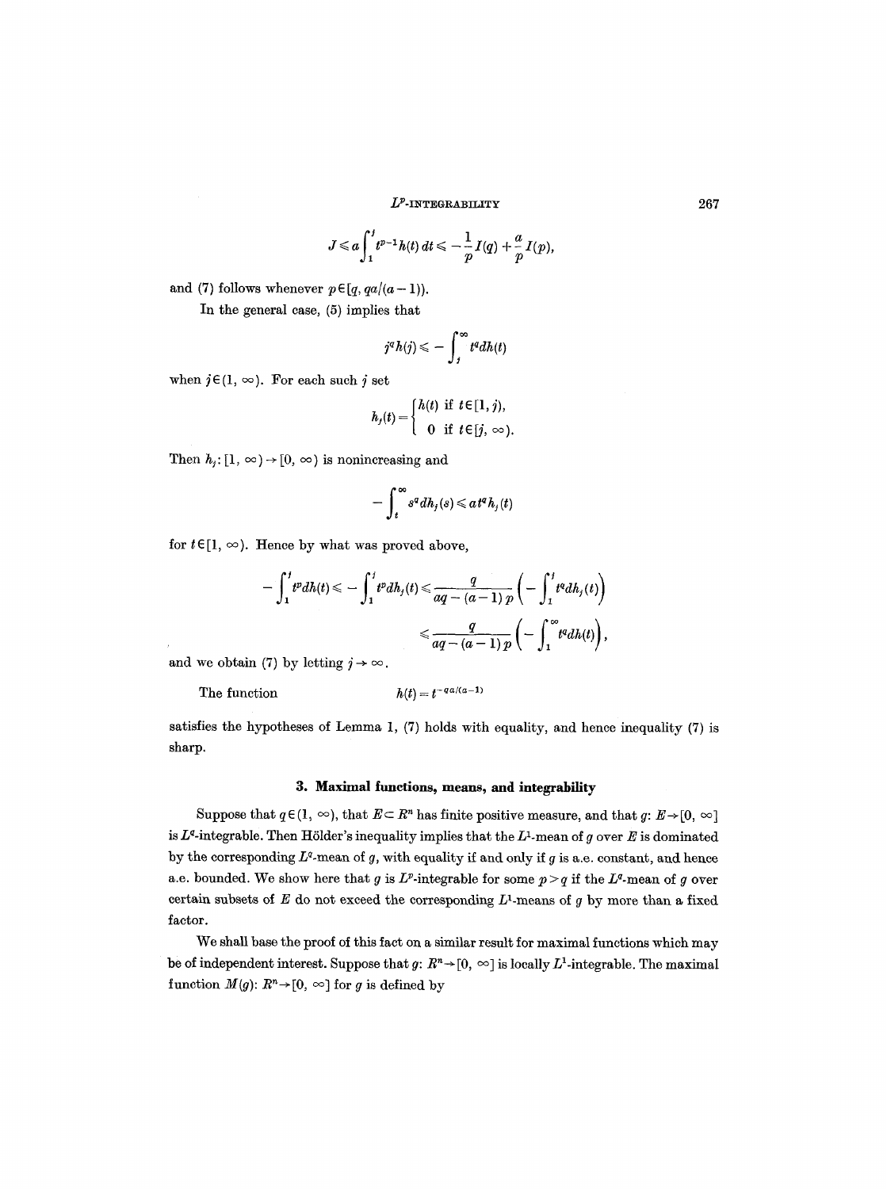$$J \leqslant a\int_1^j t^{p-1}h(t)\,dt \leqslant -\frac{1}{p}I(q) + \frac{a}{p}I(p),$$

and (7) follows whenever $p \in [q, qa/(a-1))$.

In the general case, (5) implies that

$$j^q h(j) \leqslant -\int_j^\infty t^q dh(t)$$

when $j \in (1, \infty)$. For each such $j$ set

$$h_j(t) = \begin{cases} h(t) & \text{if } t \in [1, j), \\ 0 & \text{if } t \in [j, \infty). \end{cases}$$

Then $h_j: [1, \infty) \to [0, \infty)$ is nonincreasing and

$$-\int_t^\infty s^q dh_j(s) \leqslant a t^q h_j(t)$$

for $t \in [1, \infty)$. Hence by what was proved above,

$$-\int_1^j t^p dh(t) \leqslant -\int_1^j t^p dh_j(t) \leqslant \frac{q}{aq-(a-1)p}\left(-\int_1^j t^q dh_j(t)\right)$$

$$\leqslant \frac{q}{aq-(a-1)p}\left(-\int_1^\infty t^q dh(t)\right),$$

and we obtain (7) by letting $j \to \infty$.

The function

$$h(t) = t^{-qa/(a-1)}$$

satisfies the hypotheses of Lemma 1, (7) holds with equality, and hence inequality (7) is sharp.

## 3. Maximal functions, means, and integrability

Suppose that $q \in (1, \infty)$, that $E \subset R^n$ has finite positive measure, and that $g: E \to [0, \infty]$ is $L^q$-integrable. Then Hölder's inequality implies that the $L^1$-mean of $g$ over $E$ is dominated by the corresponding $L^q$-mean of $g$, with equality if and only if $g$ is a.e. constant, and hence a.e. bounded. We show here that $g$ is $L^p$-integrable for some $p > q$ if the $L^q$-mean of $g$ over certain subsets of $E$ do not exceed the corresponding $L^1$-means of $g$ by more than a fixed factor.

We shall base the proof of this fact on a similar result for maximal functions which may be of independent interest. Suppose that $g: R^n \to [0, \infty]$ is locally $L^1$-integrable. The maximal function $M(g): R^n \to [0, \infty]$ for $g$ is defined by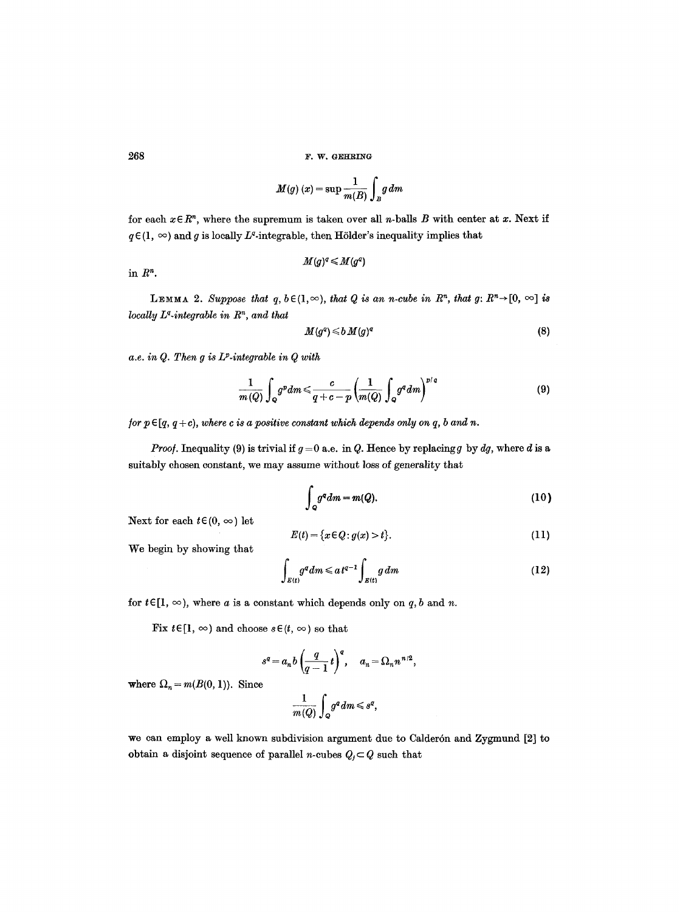$$M(g)(x) = \sup \frac{1}{m(B)} \int_B g\, dm$$

for each $x \in R^n$, where the supremum is taken over all $n$-balls $B$ with center at $x$. Next if $q \in (1, \infty)$ and $g$ is locally $L^q$-integrable, then Hölder's inequality implies that

$$M(g)^q \leqslant M(g^q)$$

in $R^n$.

LEMMA 2. *Suppose that $q, b \in (1, \infty)$, that $Q$ is an $n$-cube in $R^n$, that $g: R^n \to [0, \infty]$ is locally $L^q$-integrable in $R^n$, and that*

$$M(g^q) \leqslant b\, M(g)^q \tag{8}$$

*a.e. in $Q$. Then $g$ is $L^p$-integrable in $Q$ with*

$$\frac{1}{m(Q)} \int_Q g^p dm \leqslant \frac{c}{q + c - p} \left( \frac{1}{m(Q)} \int_Q g^q dm \right)^{p/q} \tag{9}$$

*for $p \in [q, q + c)$, where $c$ is a positive constant which depends only on $q$, $b$ and $n$.*

*Proof.* Inequality (9) is trivial if $g = 0$ a.e. in $Q$. Hence by replacing $g$ by $dg$, where $d$ is a suitably chosen constant, we may assume without loss of generality that

$$\int_Q g^q dm = m(Q). \tag{10}$$

Next for each $t \in (0, \infty)$ let

$$E(t) = \{x \in Q: g(x) > t\}. \tag{11}$$

We begin by showing that

$$\int_{E(t)} g^q dm \leqslant a\, t^{q-1} \int_{E(t)} g\, dm \tag{12}$$

for $t \in [1, \infty)$, where $a$ is a constant which depends only on $q$, $b$ and $n$.

Fix $t \in [1, \infty)$ and choose $s \in (t, \infty)$ so that

$$s^q = a_n b \left( \frac{q}{q-1} t \right)^q, \quad a_n = \Omega_n n^{n/2},$$

where $\Omega_n = m(B(0, 1))$. Since

$$\frac{1}{m(Q)} \int_Q g^q dm \leqslant s^q,$$

we can employ a well known subdivision argument due to Calderón and Zygmund [2] to obtain a disjoint sequence of parallel $n$-cubes $Q_j \subset Q$ such that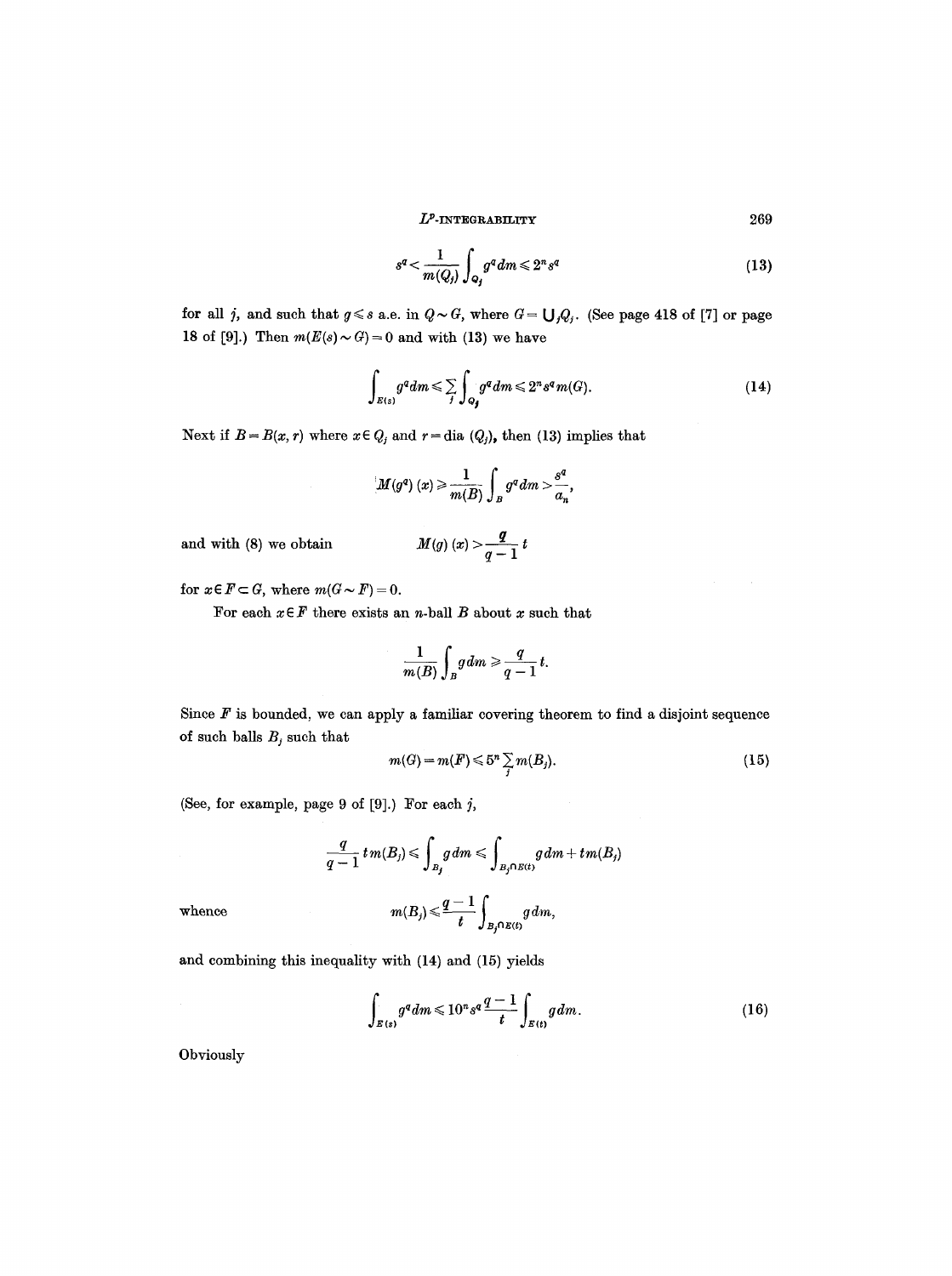$$s^q < \frac{1}{m(Q_j)} \int_{Q_j} g^q dm \leqslant 2^n s^q \tag{13}$$

for all $j$, and such that $g \leqslant s$ a.e. in $Q \sim G$, where $G = \bigcup_j Q_j$. (See page 418 of [7] or page 18 of [9].) Then $m(E(s) \sim G) = 0$ and with (13) we have

$$\int_{E(s)} g^q dm \leqslant \sum_j \int_{Q_j} g^q dm \leqslant 2^n s^q m(G). \tag{14}$$

Next if $B = B(x, r)$ where $x \in Q_j$ and $r = \text{dia}\,(Q_j)$, then (13) implies that

$$M(g^q)(x) \geqslant \frac{1}{m(B)} \int_B g^q dm > \frac{s^q}{a_n},$$

and with (8) we obtain

$$M(g)(x) > \frac{q}{q-1} t$$

for $x \in F \subset G$, where $m(G \sim F) = 0$.

For each $x \in F$ there exists an $n$-ball $B$ about $x$ such that

$$\frac{1}{m(B)} \int_B g\, dm \geqslant \frac{q}{q-1} t.$$

Since $F$ is bounded, we can apply a familiar covering theorem to find a disjoint sequence of such balls $B_j$ such that

$$m(G) = m(F) \leqslant 5^n \sum_j m(B_j). \tag{15}$$

(See, for example, page 9 of [9].) For each $j$,

$$\frac{q}{q-1} t\, m(B_j) \leqslant \int_{B_j} g\, dm \leqslant \int_{B_j \cap E(t)} g\, dm + t\, m(B_j)$$

whence

$$m(B_j) \leqslant \frac{q-1}{t} \int_{B_j \cap E(t)} g\, dm,$$

and combining this inequality with (14) and (15) yields

$$\int_{E(s)} g^q dm \leqslant 10^n s^q \frac{q-1}{t} \int_{E(t)} g\, dm. \tag{16}$$

Obviously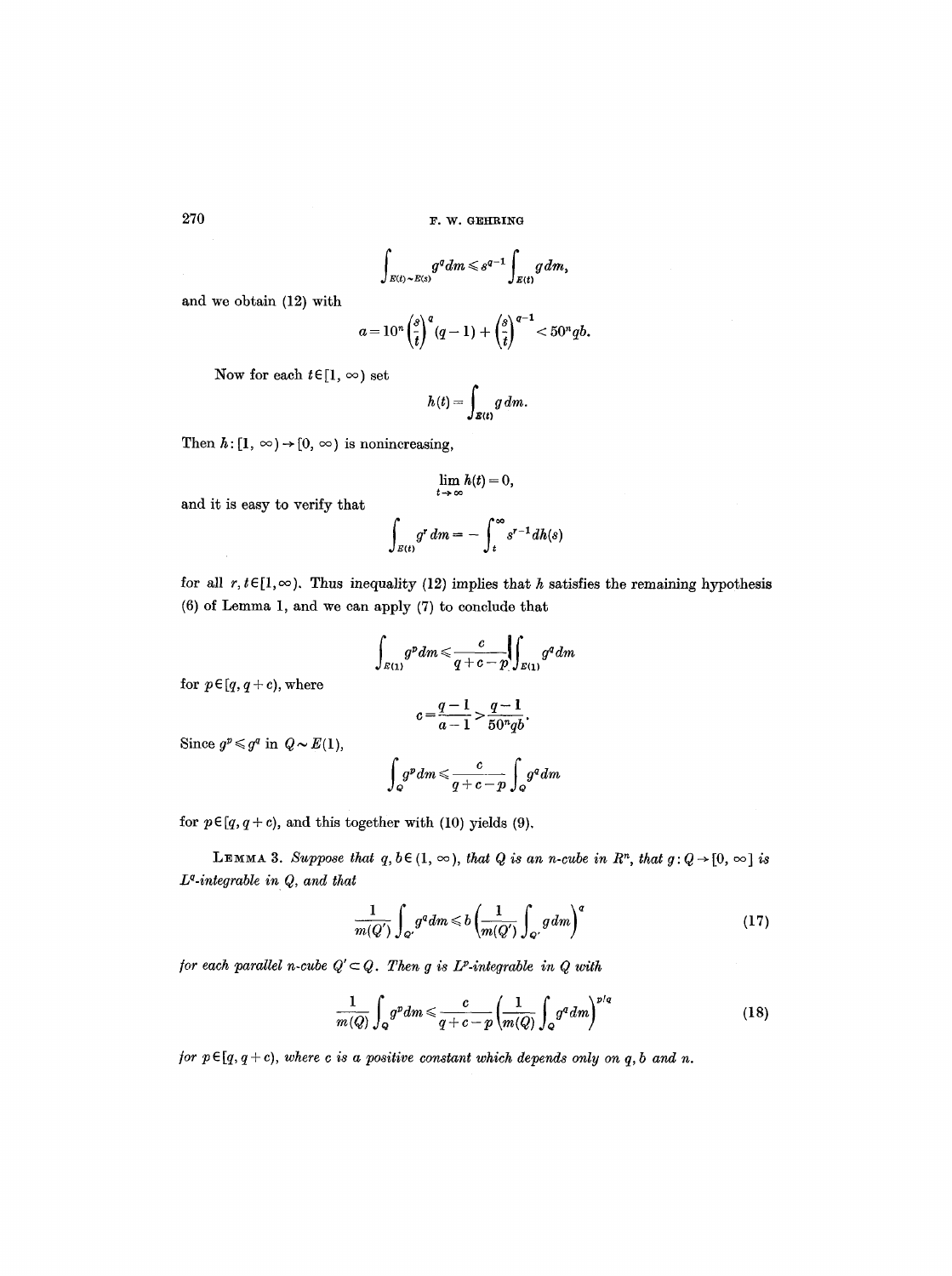$$\int_{E(t)\sim E(s)} g^q dm \leqslant s^{q-1}\int_{E(t)} g\, dm,$$

and we obtain (12) with

$$a = 10^n\left(\frac{s}{t}\right)^q (q-1) + \left(\frac{s}{t}\right)^{q-1} < 50^n qb.$$

Now for each $t \in [1, \infty)$ set

$$h(t) = \int_{E(t)} g\, dm.$$

Then $h: [1, \infty) \to [0, \infty)$ is nonincreasing,

$$\lim_{t\to\infty} h(t) = 0,$$

and it is easy to verify that

$$\int_{E(t)} g^r\, dm = -\int_t^\infty s^{r-1} dh(s)$$

for all $r, t \in [1, \infty)$. Thus inequality (12) implies that $h$ satisfies the remaining hypothesis (6) of Lemma 1, and we can apply (7) to conclude that

$$\int_{E(1)} g^p dm \leqslant \frac{c}{q+c-p}\int_{E(1)} g^q dm$$

for $p \in [q, q+c)$, where

$$c = \frac{q-1}{a-1} > \frac{q-1}{50^n qb}.$$

Since $g^p \leqslant g^q$ in $Q \sim E(1)$,

$$\int_Q g^p dm \leqslant \frac{c}{q+c-p}\int_Q g^q dm$$

for $p \in [q, q+c)$, and this together with (10) yields (9).

LEMMA 3. *Suppose that $q, b \in (1, \infty)$, that $Q$ is an $n$-cube in $R^n$, that $g: Q \to [0, \infty]$ is $L^q$-integrable in $Q$, and that*

$$\frac{1}{m(Q')}\int_{Q'} g^q dm \leqslant b\left(\frac{1}{m(Q')}\int_{Q'} g\, dm\right)^q \tag{17}$$

*for each parallel $n$-cube $Q' \subset Q$. Then $g$ is $L^p$-integrable in $Q$ with*

$$\frac{1}{m(Q)}\int_Q g^p dm \leqslant \frac{c}{q+c-p}\left(\frac{1}{m(Q)}\int_Q g^q dm\right)^{p/q} \tag{18}$$

*for $p \in [q, q+c)$, where $c$ is a positive constant which depends only on $q, b$ and $n$.*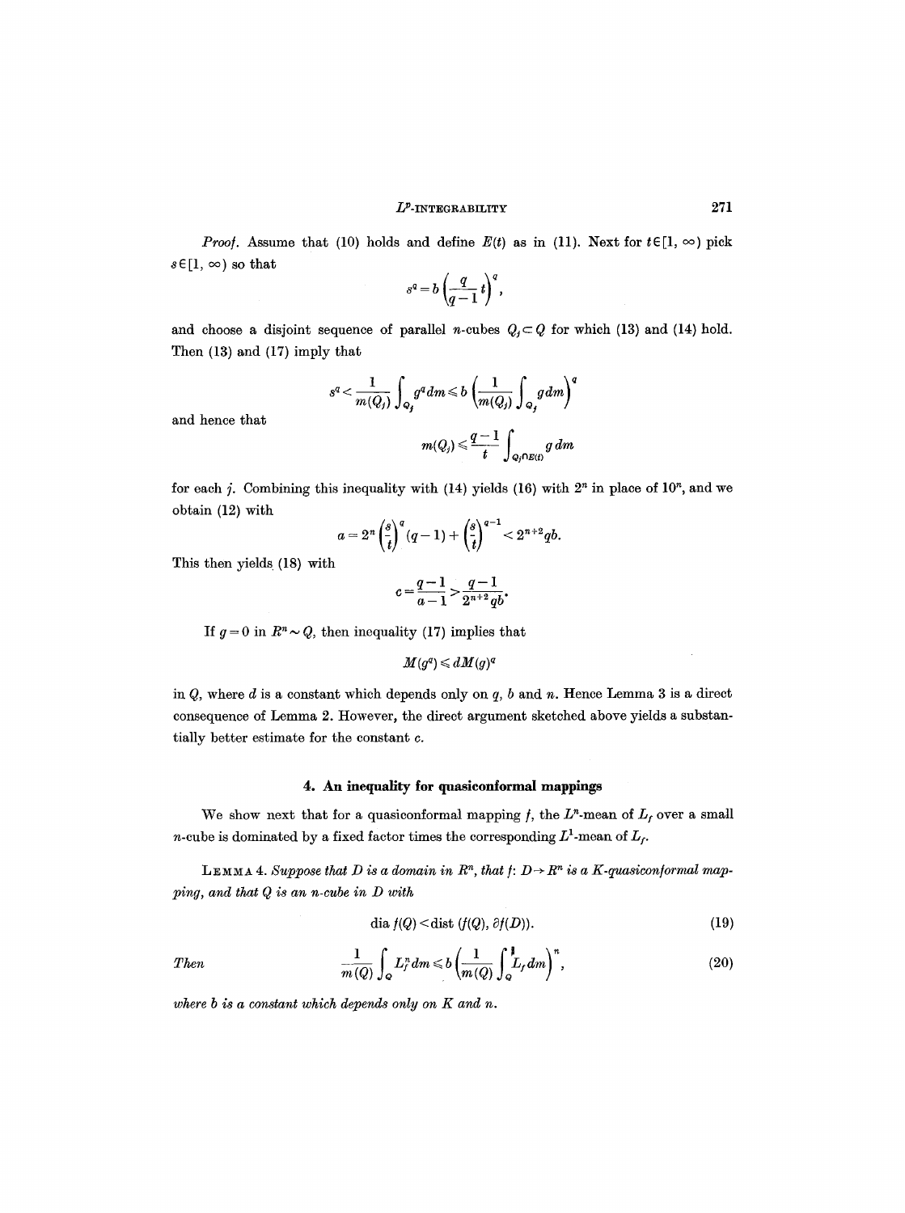*Proof.* Assume that (10) holds and define $E(t)$ as in (11). Next for $t \in [1, \infty)$ pick $s \in [1, \infty)$ so that

$$s^q = b\left(\frac{q}{q-1}t\right)^q,$$

and choose a disjoint sequence of parallel $n$-cubes $Q_j \subset Q$ for which (13) and (14) hold. Then (13) and (17) imply that

$$s^q < \frac{1}{m(Q_j)}\int_{Q_j} g^q\, dm \leqslant b\left(\frac{1}{m(Q_j)}\int_{Q_j} g\, dm\right)^q$$

and hence that

$$m(Q_j) \leqslant \frac{q-1}{t}\int_{Q_j \cap E(t)} g\, dm$$

for each $j$. Combining this inequality with (14) yields (16) with $2^n$ in place of $10^n$, and we obtain (12) with

$$a = 2^n\left(\frac{s}{t}\right)^q (q-1) + \left(\frac{s}{t}\right)^{q-1} < 2^{n+2}qb.$$

This then yields (18) with

$$c = \frac{q-1}{a-1} > \frac{q-1}{2^{n+2}qb}.$$

If $g=0$ in $R^n \sim Q$, then inequality (17) implies that

$$M(g^q) \leqslant dM(g)^q$$

in $Q$, where $d$ is a constant which depends only on $q$, $b$ and $n$. Hence Lemma 3 is a direct consequence of Lemma 2. However, the direct argument sketched above yields a substantially better estimate for the constant $c$.

## 4. An inequality for quasiconformal mappings

We show next that for a quasiconformal mapping $f$, the $L^n$-mean of $L_f$ over a small $n$-cube is dominated by a fixed factor times the corresponding $L^1$-mean of $L_f$.

LEMMA 4. *Suppose that $D$ is a domain in $R^n$, that $f\colon D \to R^n$ is a $K$-quasiconformal mapping, and that $Q$ is an $n$-cube in $D$ with*

$$\operatorname{dia} f(Q) < \operatorname{dist}(f(Q), \partial f(D)). \tag{19}$$

*Then*

$$\frac{1}{m(Q)}\int_Q L_f^n\, dm \leqslant b\left(\frac{1}{m(Q)}\int_Q L_f\, dm\right)^n, \tag{20}$$

*where $b$ is a constant which depends only on $K$ and $n$.*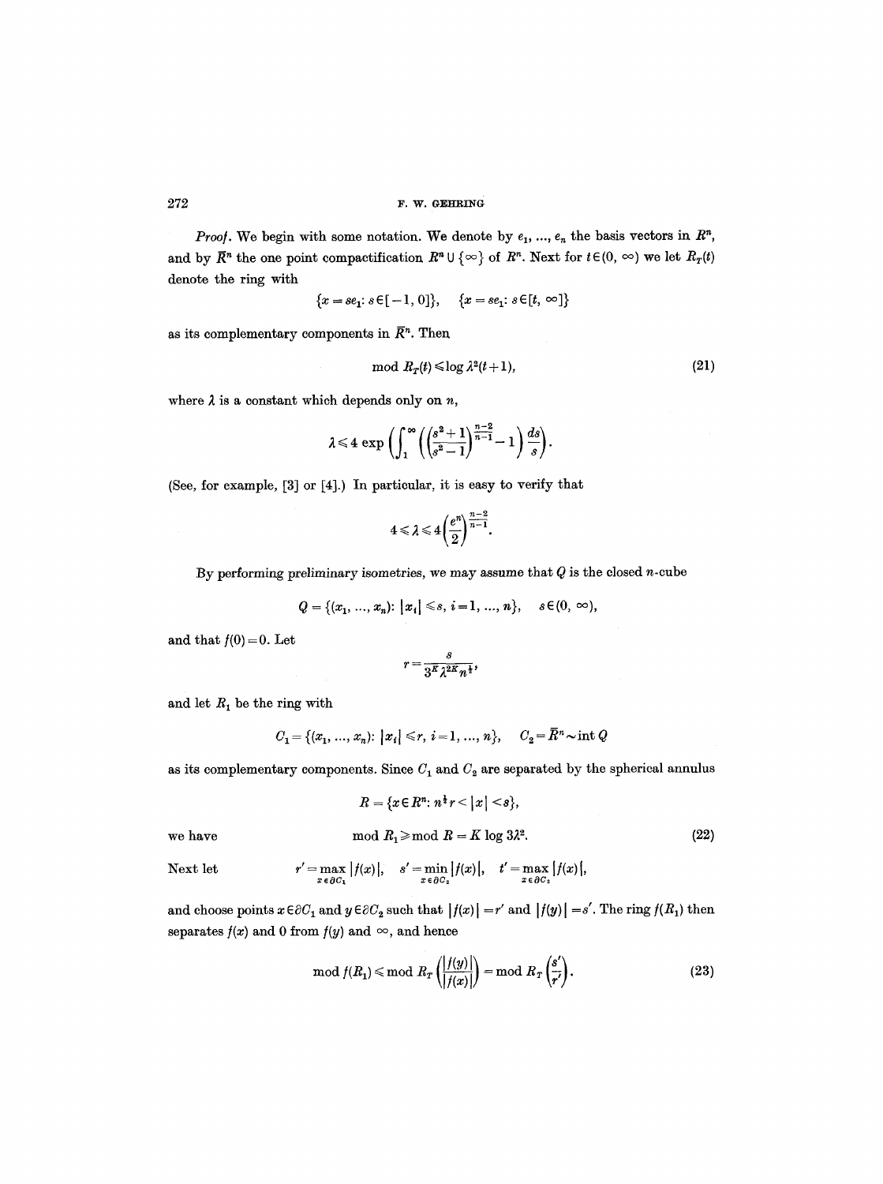*Proof*. We begin with some notation. We denote by $e_1, \ldots, e_n$ the basis vectors in $R^n$, and by $\bar{R}^n$ the one point compactification $R^n \cup \{\infty\}$ of $R^n$. Next for $t \in (0, \infty)$ we let $R_T(t)$ denote the ring with

$$\{x = se_1: s \in [-1, 0]\}, \quad \{x = se_1: s \in [t, \infty]\}$$

as its complementary components in $\bar{R}^n$. Then

$$\operatorname{mod} R_T(t) \leqslant \log \lambda^2(t+1), \tag{21}$$

where $\lambda$ is a constant which depends only on $n$,

$$\lambda \leqslant 4 \exp\left(\int_1^\infty \left(\left(\frac{s^2+1}{s^2-1}\right)^{\frac{n-2}{n-1}} - 1\right) \frac{ds}{s}\right).$$

(See, for example, [3] or [4].) In particular, it is easy to verify that

$$4 \leqslant \lambda \leqslant 4\left(\frac{e^n}{2}\right)^{\frac{n-2}{n-1}}.$$

By performing preliminary isometries, we may assume that $Q$ is the closed $n$-cube

$$Q = \{(x_1, \ldots, x_n): |x_i| \leqslant s, \; i = 1, \ldots, n\}, \quad s \in (0, \infty),$$

and that $f(0) = 0$. Let

$$r = \frac{s}{3^K \lambda^{2K} n^{\frac{1}{2}}},$$

and let $R_1$ be the ring with

$$C_1 = \{(x_1, \ldots, x_n): |x_i| \leqslant r, \; i = 1, \ldots, n\}, \quad C_2 = \bar{R}^n \sim \operatorname{int} Q$$

as its complementary components. Since $C_1$ and $C_2$ are separated by the spherical annulus

$$R = \{x \in R^n: n^{\frac{1}{2}} r < |x| < s\},$$

we have

$$\operatorname{mod} R_1 \geqslant \operatorname{mod} R = K \log 3\lambda^2. \tag{22}$$

Next let

$$r' = \max_{x \in \partial C_1} |f(x)|, \quad s' = \min_{x \in \partial C_2} |f(x)|, \quad t' = \max_{x \in \partial C_2} |f(x)|,$$

and choose points $x \in \partial C_1$ and $y \in \partial C_2$ such that $|f(x)| = r'$ and $|f(y)| = s'$. The ring $f(R_1)$ then separates $f(x)$ and $0$ from $f(y)$ and $\infty$, and hence

$$\operatorname{mod} f(R_1) \leqslant \operatorname{mod} R_T\left(\frac{|f(y)|}{|f(x)|}\right) = \operatorname{mod} R_T\left(\frac{s'}{r'}\right). \tag{23}$$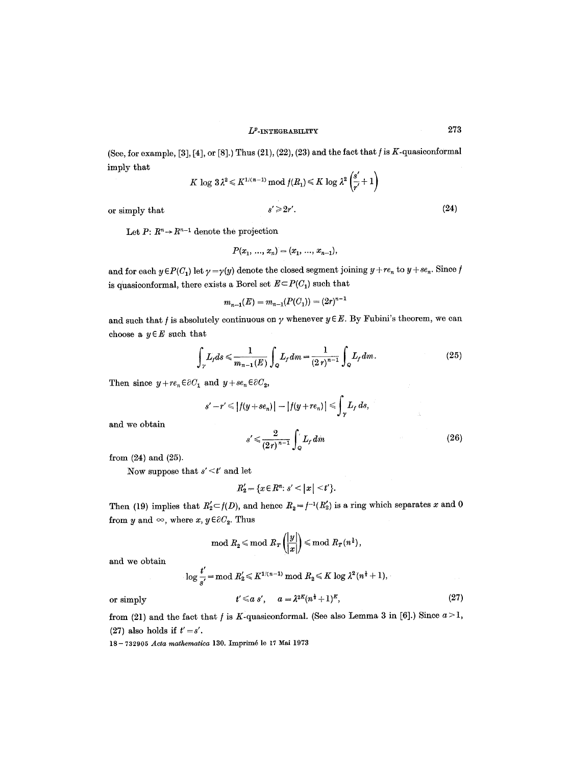(See, for example, [3], [4], or [8].) Thus (21), (22), (23) and the fact that $f$ is $K$-quasiconformal imply that

$$K \log 3\lambda^2 \leqslant K^{1/(n-1)} \operatorname{mod} f(R_1) \leqslant K \log \lambda^2 \left(\frac{s'}{r'}+1\right)$$

or simply that

$$s' \geqslant 2r'. \tag{24}$$

Let $P: R^n \to R^{n-1}$ denote the projection

$$P(x_1, \ldots, x_n) = (x_1, \ldots, x_{n-1}),$$

and for each $y \in P(C_1)$ let $\gamma = \gamma(y)$ denote the closed segment joining $y + re_n$ to $y + se_n$. Since $f$ is quasiconformal, there exists a Borel set $E \subset P(C_1)$ such that

$$m_{n-1}(E) = m_{n-1}(P(C_1)) = (2r)^{n-1}$$

and such that $f$ is absolutely continuous on $\gamma$ whenever $y \in E$. By Fubini's theorem, we can choose a $y \in E$ such that

$$\int_\gamma L_f ds \leqslant \frac{1}{m_{n-1}(E)} \int_Q L_f dm = \frac{1}{(2r)^{n-1}} \int_Q L_f dm. \tag{25}$$

Then since $y + re_n \in \partial C_1$ and $y + se_n \in \partial C_2$,

$$s' - r' \leqslant |f(y + se_n)| - |f(y + re_n)| \leqslant \int_\gamma L_f \, ds,$$

and we obtain

$$s' \leqslant \frac{2}{(2r)^{n-1}} \int_Q L_f dm \tag{26}$$

from (24) and (25).

Now suppose that $s' < t'$ and let

$$R_2' = \{x \in R^n : s' < |x| < t'\}.$$

Then (19) implies that $R_2' \subset f(D)$, and hence $R_2 = f^{-1}(R_2')$ is a ring which separates $x$ and 0 from $y$ and $\infty$, where $x, y \in \partial C_2$. Thus

$$\operatorname{mod} R_2 \leqslant \operatorname{mod} R_T \left(\frac{|y|}{|x|}\right) \leqslant \operatorname{mod} R_T(n^{\frac{1}{2}}),$$

and we obtain

$$\log \frac{t'}{s'} = \operatorname{mod} R_2' \leqslant K^{1/(n-1)} \operatorname{mod} R_2 \leqslant K \log \lambda^2 (n^{\frac{1}{2}} + 1),$$

or simply

$$t' \leqslant a\, s', \quad a = \lambda^{2K}(n^{\frac{1}{2}} + 1)^K, \tag{27}$$

from (21) and the fact that $f$ is $K$-quasiconformal. (See also Lemma 3 in [6].) Since $a > 1$, (27) also holds if $t' = s'$.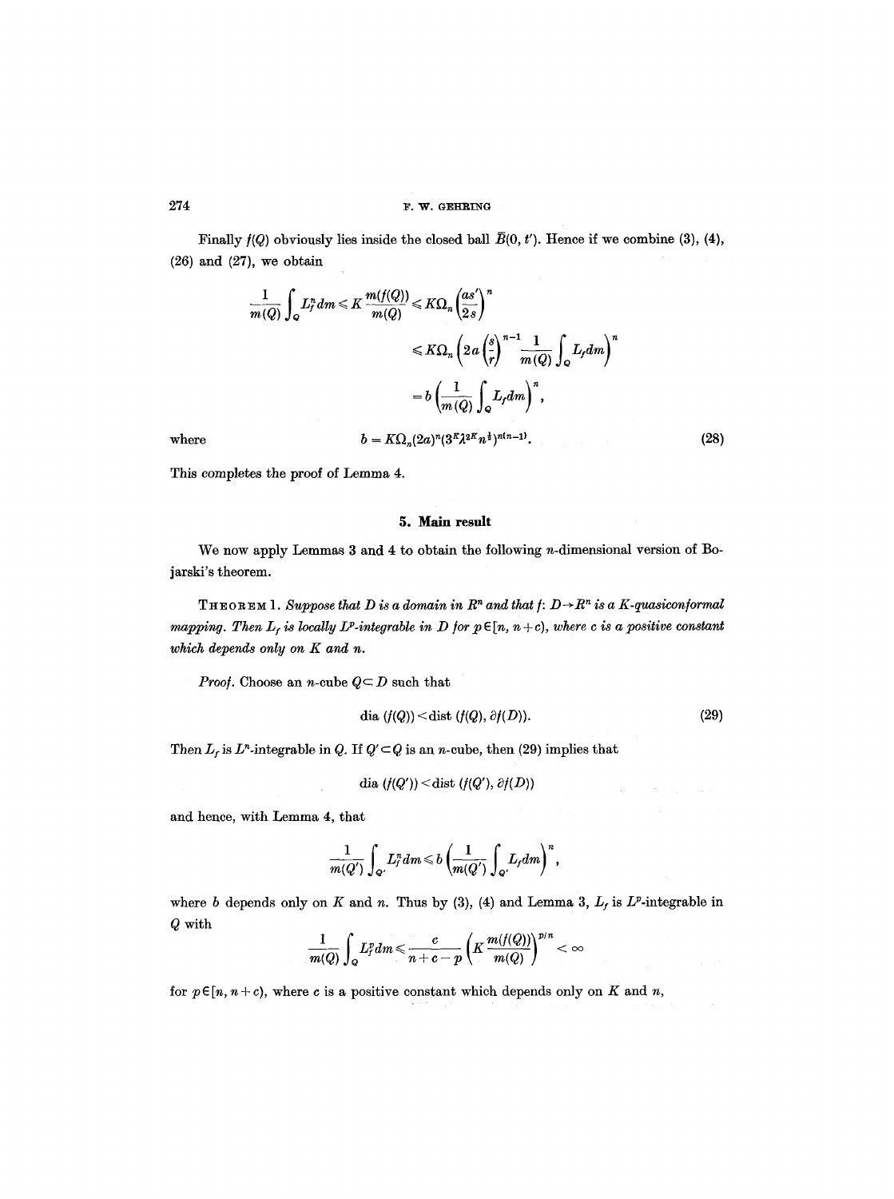Finally $f(Q)$ obviously lies inside the closed ball $\bar{B}(0, t')$. Hence if we combine (3), (4), (26) and (27), we obtain

$$\frac{1}{m(Q)} \int_Q L_f^n dm \leqslant K \frac{m(f(Q))}{m(Q)} \leqslant K\Omega_n \left(\frac{as'}{2s}\right)^n$$

$$\leqslant K\Omega_n \left(2a \left(\frac{s}{r}\right)^{n-1} \frac{1}{m(Q)} \int_Q L_f dm\right)^n$$

$$= b \left(\frac{1}{m(Q)} \int_Q L_f dm\right)^n,$$

where

$$b = K\Omega_n (2a)^n (3^K \lambda^{2K} n^{\frac{1}{2}})^{n(n-1)}. \tag{28}$$

This completes the proof of Lemma 4.

## 5. Main result

We now apply Lemmas 3 and 4 to obtain the following $n$-dimensional version of Bojarski's theorem.

**Theorem 1.** *Suppose that $D$ is a domain in $R^n$ and that $f: D \to R^n$ is a $K$-quasiconformal mapping. Then $L_f$ is locally $L^p$-integrable in $D$ for $p \in [n, n+c)$, where $c$ is a positive constant which depends only on $K$ and $n$.*

*Proof.* Choose an $n$-cube $Q \subset D$ such that

$$\operatorname{dia}(f(Q)) < \operatorname{dist}(f(Q), \partial f(D)). \tag{29}$$

Then $L_f$ is $L^n$-integrable in $Q$. If $Q' \subset Q$ is an $n$-cube, then (29) implies that

$$\operatorname{dia}(f(Q')) < \operatorname{dist}(f(Q'), \partial f(D))$$

and hence, with Lemma 4, that

$$\frac{1}{m(Q')} \int_{Q'} L_f^n dm \leqslant b \left(\frac{1}{m(Q')} \int_{Q'} L_f dm\right)^n,$$

where $b$ depends only on $K$ and $n$. Thus by (3), (4) and Lemma 3, $L_f$ is $L^p$-integrable in $Q$ with

$$\frac{1}{m(Q)} \int_Q L_f^p dm \leqslant \frac{c}{n+c-p} \left(K \frac{m(f(Q))}{m(Q)}\right)^{p/n} < \infty$$

for $p \in [n, n+c)$, where $c$ is a positive constant which depends only on $K$ and $n$,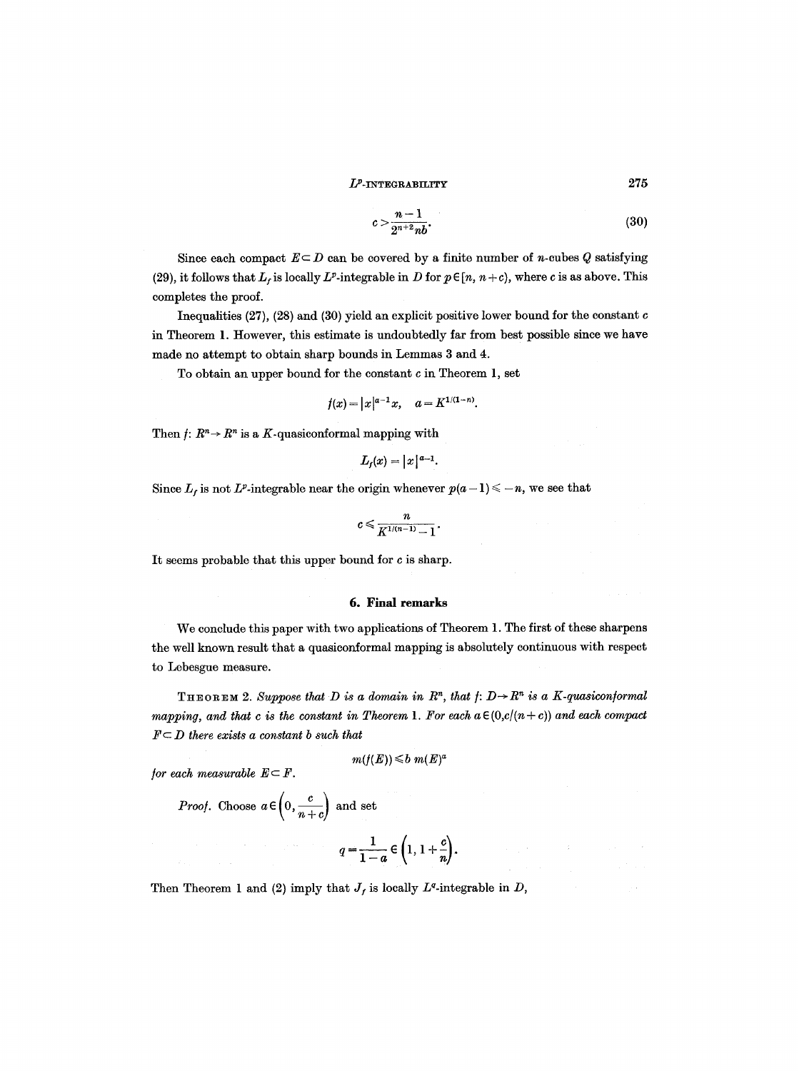$$c > \frac{n-1}{2^{n+2}nb}. \tag{30}$$

Since each compact $E \subset D$ can be covered by a finite number of $n$-cubes $Q$ satisfying (29), it follows that $L_f$ is locally $L^p$-integrable in $D$ for $p \in [n, n+c)$, where $c$ is as above. This completes the proof.

Inequalities (27), (28) and (30) yield an explicit positive lower bound for the constant $c$ in Theorem 1. However, this estimate is undoubtedly far from best possible since we have made no attempt to obtain sharp bounds in Lemmas 3 and 4.

To obtain an upper bound for the constant $c$ in Theorem 1, set

$$f(x) = |x|^{a-1}x, \quad a = K^{1/(1-n)}.$$

Then $f: R^n \to R^n$ is a $K$-quasiconformal mapping with

$$L_f(x) = |x|^{a-1}.$$

Since $L_f$ is not $L^p$-integrable near the origin whenever $p(a-1) \leqslant -n$, we see that

$$c \leqslant \frac{n}{K^{1/(n-1)} - 1}.$$

It seems probable that this upper bound for $c$ is sharp.

## 6. Final remarks

We conclude this paper with two applications of Theorem 1. The first of these sharpens the well known result that a quasiconformal mapping is absolutely continuous with respect to Lebesgue measure.

THEOREM 2. *Suppose that $D$ is a domain in $R^n$, that $f: D \to R^n$ is a $K$-quasiconformal mapping, and that $c$ is the constant in Theorem* 1. *For each $a \in (0, c/(n+c))$ and each compact $F \subset D$ there exists a constant $b$ such that*

$$m(f(E)) \leqslant b\, m(E)^a$$

*for each measurable $E \subset F$.*

*Proof.* Choose $a \in \left(0, \dfrac{c}{n+c}\right)$ and set

$$q = \frac{1}{1-a} \in \left(1, 1 + \frac{c}{n}\right).$$

Then Theorem 1 and (2) imply that $J_f$ is locally $L^q$-integrable in $D$,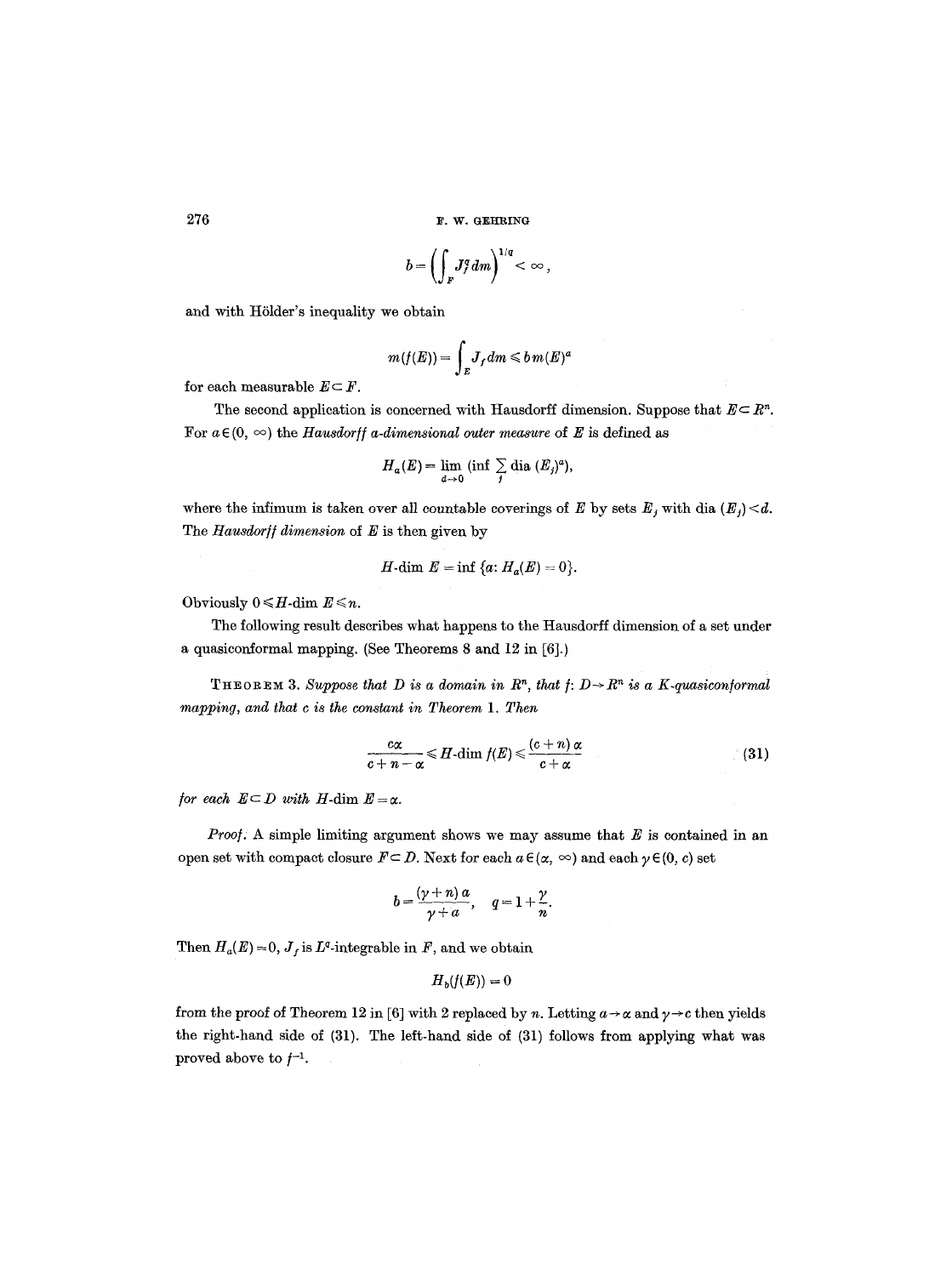$$b = \left( \int_F J_f^q \, dm \right)^{1/q} < \infty,$$

and with Hölder's inequality we obtain

$$m(f(E)) = \int_E J_f \, dm \leqslant b \, m(E)^a$$

for each measurable $E \subset F$.

The second application is concerned with Hausdorff dimension. Suppose that $E \subset R^n$. For $a \in (0, \infty)$ the *Hausdorff a-dimensional outer measure* of $E$ is defined as

$$H_a(E) = \lim_{d \to 0} \left( \inf \sum_j \text{dia} \, (E_j)^a \right),$$

where the infimum is taken over all countable coverings of $E$ by sets $E_j$ with dia $(E_j) < d$. The *Hausdorff dimension* of $E$ is then given by

$$H\text{-dim} \, E = \inf \{ a : H_a(E) = 0 \}.$$

Obviously $0 \leqslant H\text{-dim} \, E \leqslant n$.

The following result describes what happens to the Hausdorff dimension of a set under a quasiconformal mapping. (See Theorems 8 and 12 in [6].)

THEOREM 3. *Suppose that $D$ is a domain in $R^n$, that $f: D \to R^n$ is a $K$-quasiconformal mapping, and that $c$ is the constant in Theorem 1. Then*

$$\frac{c\alpha}{c + n - \alpha} \leqslant H\text{-dim} \, f(E) \leqslant \frac{(c+n)\,\alpha}{c + \alpha} \tag{31}$$

*for each $E \subset D$ with $H$-dim $E = \alpha$.*

*Proof.* A simple limiting argument shows we may assume that $E$ is contained in an open set with compact closure $F \subset D$. Next for each $a \in (\alpha, \infty)$ and each $\gamma \in (0, c)$ set

$$b = \frac{(\gamma + n)\, a}{\gamma + a}, \quad q = 1 + \frac{\gamma}{n}.$$

Then $H_a(E) = 0$, $J_f$ is $L^q$-integrable in $F$, and we obtain

$$H_b(f(E)) = 0$$

from the proof of Theorem 12 in [6] with 2 replaced by $n$. Letting $a \to \alpha$ and $\gamma \to c$ then yields the right-hand side of (31). The left-hand side of (31) follows from applying what was proved above to $f^{-1}$.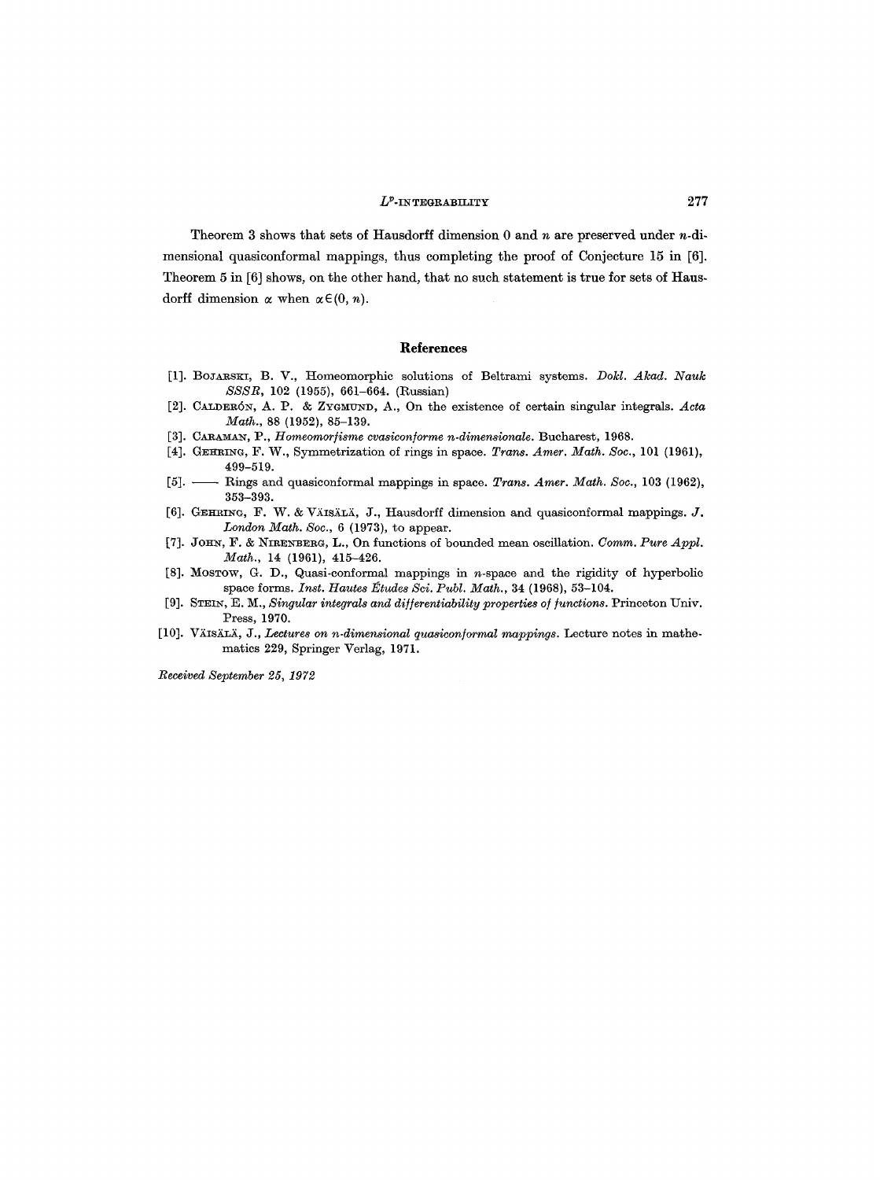Theorem 3 shows that sets of Hausdorff dimension 0 and $n$ are preserved under $n$-dimensional quasiconformal mappings, thus completing the proof of Conjecture 15 in [6]. Theorem 5 in [6] shows, on the other hand, that no such statement is true for sets of Hausdorff dimension $\alpha$ when $\alpha \in (0, n)$.

## References

[1]. Bojarski, B. V., Homeomorphic solutions of Beltrami systems. *Dokl. Akad. Nauk SSSR*, 102 (1955), 661–664. (Russian)

[2]. Calderón, A. P. & Zygmund, A., On the existence of certain singular integrals. *Acta Math.*, 88 (1952), 85–139.

[3]. Caraman, P., *Homeomorfisme cvasiconforme n-dimensionale*. Bucharest, 1968.

[4]. Gehring, F. W., Symmetrization of rings in space. *Trans. Amer. Math. Soc.*, 101 (1961), 499–519.

[5]. —— Rings and quasiconformal mappings in space. *Trans. Amer. Math. Soc.*, 103 (1962), 353–393.

[6]. Gehring, F. W. & Väisälä, J., Hausdorff dimension and quasiconformal mappings. *J. London Math. Soc.*, 6 (1973), to appear.

[7]. John, F. & Nirenberg, L., On functions of bounded mean oscillation. *Comm. Pure Appl. Math.*, 14 (1961), 415–426.

[8]. Mostow, G. D., Quasi-conformal mappings in $n$-space and the rigidity of hyperbolic space forms. *Inst. Hautes Études Sci. Publ. Math.*, 34 (1968), 53–104.

[9]. Stein, E. M., *Singular integrals and differentiability properties of functions*. Princeton Univ. Press, 1970.

[10]. Väisälä, J., *Lectures on n-dimensional quasiconformal mappings*. Lecture notes in mathematics 229, Springer Verlag, 1971.

*Received September 25, 1972*